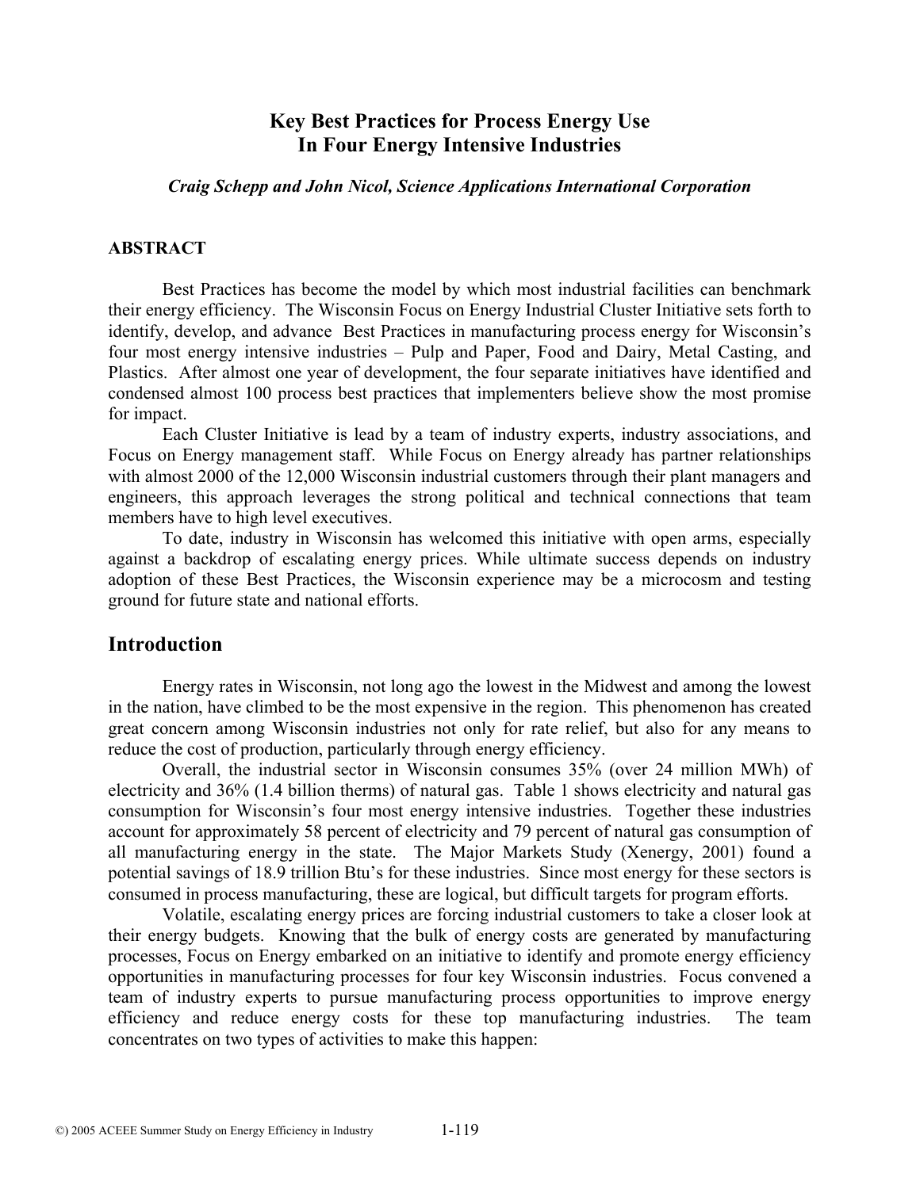# Key Best Practices for Process Energy Use In Four Energy Intensive Industries

***Craig Schepp and John Nicol, Science Applications International Corporation***

## ABSTRACT

Best Practices has become the model by which most industrial facilities can benchmark their energy efficiency. The Wisconsin Focus on Energy Industrial Cluster Initiative sets forth to identify, develop, and advance Best Practices in manufacturing process energy for Wisconsin's four most energy intensive industries – Pulp and Paper, Food and Dairy, Metal Casting, and Plastics. After almost one year of development, the four separate initiatives have identified and condensed almost 100 process best practices that implementers believe show the most promise for impact.

Each Cluster Initiative is lead by a team of industry experts, industry associations, and Focus on Energy management staff. While Focus on Energy already has partner relationships with almost 2000 of the 12,000 Wisconsin industrial customers through their plant managers and engineers, this approach leverages the strong political and technical connections that team members have to high level executives.

To date, industry in Wisconsin has welcomed this initiative with open arms, especially against a backdrop of escalating energy prices. While ultimate success depends on industry adoption of these Best Practices, the Wisconsin experience may be a microcosm and testing ground for future state and national efforts.

## Introduction

Energy rates in Wisconsin, not long ago the lowest in the Midwest and among the lowest in the nation, have climbed to be the most expensive in the region. This phenomenon has created great concern among Wisconsin industries not only for rate relief, but also for any means to reduce the cost of production, particularly through energy efficiency.

Overall, the industrial sector in Wisconsin consumes 35% (over 24 million MWh) of electricity and 36% (1.4 billion therms) of natural gas. Table 1 shows electricity and natural gas consumption for Wisconsin's four most energy intensive industries. Together these industries account for approximately 58 percent of electricity and 79 percent of natural gas consumption of all manufacturing energy in the state. The Major Markets Study (Xenergy, 2001) found a potential savings of 18.9 trillion Btu's for these industries. Since most energy for these sectors is consumed in process manufacturing, these are logical, but difficult targets for program efforts.

Volatile, escalating energy prices are forcing industrial customers to take a closer look at their energy budgets. Knowing that the bulk of energy costs are generated by manufacturing processes, Focus on Energy embarked on an initiative to identify and promote energy efficiency opportunities in manufacturing processes for four key Wisconsin industries. Focus convened a team of industry experts to pursue manufacturing process opportunities to improve energy efficiency and reduce energy costs for these top manufacturing industries. The team concentrates on two types of activities to make this happen: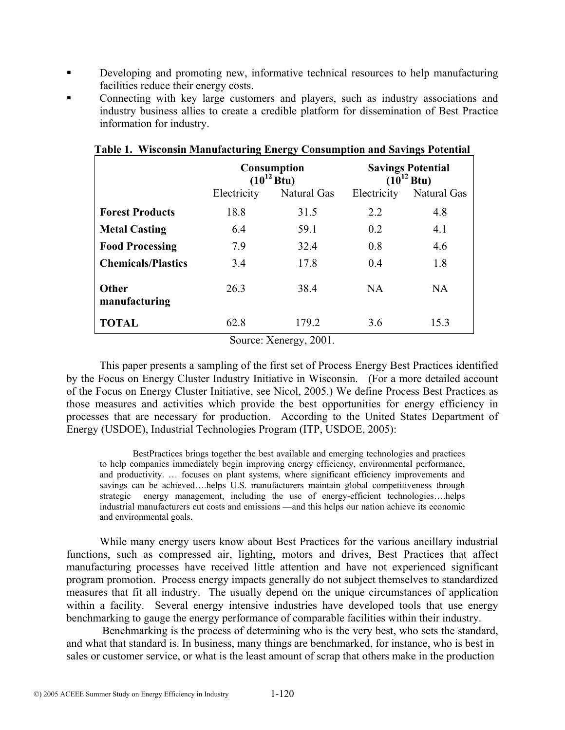- Developing and promoting new, informative technical resources to help manufacturing facilities reduce their energy costs.
- Connecting with key large customers and players, such as industry associations and industry business allies to create a credible platform for dissemination of Best Practice information for industry.

**Table 1. Wisconsin Manufacturing Energy Consumption and Savings Potential**

| | Consumption ($10^{12}$ Btu) | | Savings Potential ($10^{12}$ Btu) | |
|---|---|---|---|---|
| | Electricity | Natural Gas | Electricity | Natural Gas |
| **Forest Products** | 18.8 | 31.5 | 2.2 | 4.8 |
| **Metal Casting** | 6.4 | 59.1 | 0.2 | 4.1 |
| **Food Processing** | 7.9 | 32.4 | 0.8 | 4.6 |
| **Chemicals/Plastics** | 3.4 | 17.8 | 0.4 | 1.8 |
| **Other manufacturing** | 26.3 | 38.4 | NA | NA |
| **TOTAL** | 62.8 | 179.2 | 3.6 | 15.3 |

Source: Xenergy, 2001.

This paper presents a sampling of the first set of Process Energy Best Practices identified by the Focus on Energy Cluster Industry Initiative in Wisconsin. (For a more detailed account of the Focus on Energy Cluster Initiative, see Nicol, 2005.) We define Process Best Practices as those measures and activities which provide the best opportunities for energy efficiency in processes that are necessary for production. According to the United States Department of Energy (USDOE), Industrial Technologies Program (ITP, USDOE, 2005):

> BestPractices brings together the best available and emerging technologies and practices to help companies immediately begin improving energy efficiency, environmental performance, and productivity. … focuses on plant systems, where significant efficiency improvements and savings can be achieved….helps U.S. manufacturers maintain global competitiveness through strategic energy management, including the use of energy-efficient technologies….helps industrial manufacturers cut costs and emissions —and this helps our nation achieve its economic and environmental goals.

While many energy users know about Best Practices for the various ancillary industrial functions, such as compressed air, lighting, motors and drives, Best Practices that affect manufacturing processes have received little attention and have not experienced significant program promotion. Process energy impacts generally do not subject themselves to standardized measures that fit all industry. The usually depend on the unique circumstances of application within a facility. Several energy intensive industries have developed tools that use energy benchmarking to gauge the energy performance of comparable facilities within their industry.

Benchmarking is the process of determining who is the very best, who sets the standard, and what that standard is. In business, many things are benchmarked, for instance, who is best in sales or customer service, or what is the least amount of scrap that others make in the production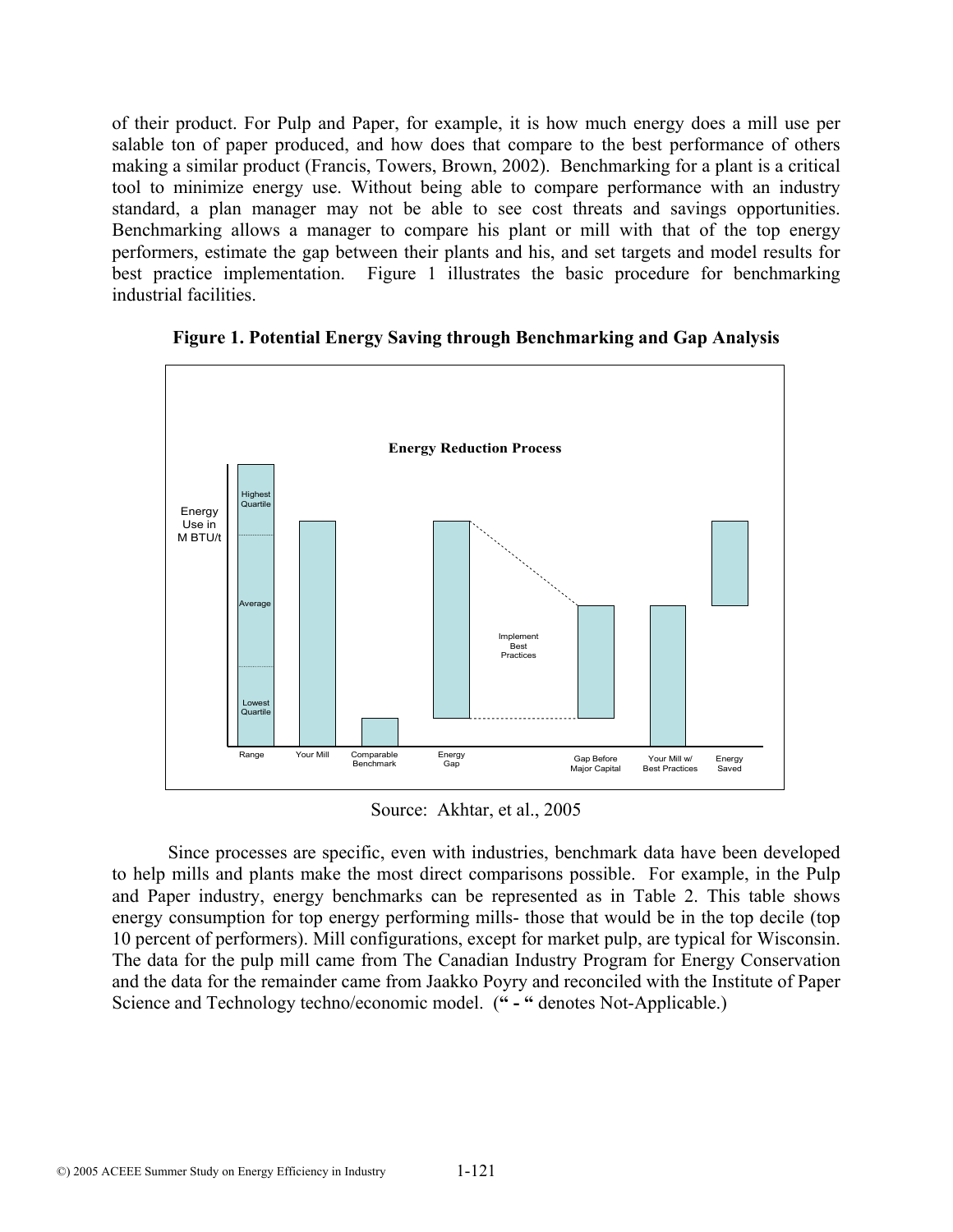of their product. For Pulp and Paper, for example, it is how much energy does a mill use per salable ton of paper produced, and how does that compare to the best performance of others making a similar product (Francis, Towers, Brown, 2002). Benchmarking for a plant is a critical tool to minimize energy use. Without being able to compare performance with an industry standard, a plan manager may not be able to see cost threats and savings opportunities. Benchmarking allows a manager to compare his plant or mill with that of the top energy performers, estimate the gap between their plants and his, and set targets and model results for best practice implementation. Figure 1 illustrates the basic procedure for benchmarking industrial facilities.

**Figure 1. Potential Energy Saving through Benchmarking and Gap Analysis**

Source: Akhtar, et al., 2005

Since processes are specific, even with industries, benchmark data have been developed to help mills and plants make the most direct comparisons possible. For example, in the Pulp and Paper industry, energy benchmarks can be represented as in Table 2. This table shows energy consumption for top energy performing mills- those that would be in the top decile (top 10 percent of performers). Mill configurations, except for market pulp, are typical for Wisconsin. The data for the pulp mill came from The Canadian Industry Program for Energy Conservation and the data for the remainder came from Jaakko Poyry and reconciled with the Institute of Paper Science and Technology techno/economic model. (**" - "** denotes Not-Applicable.)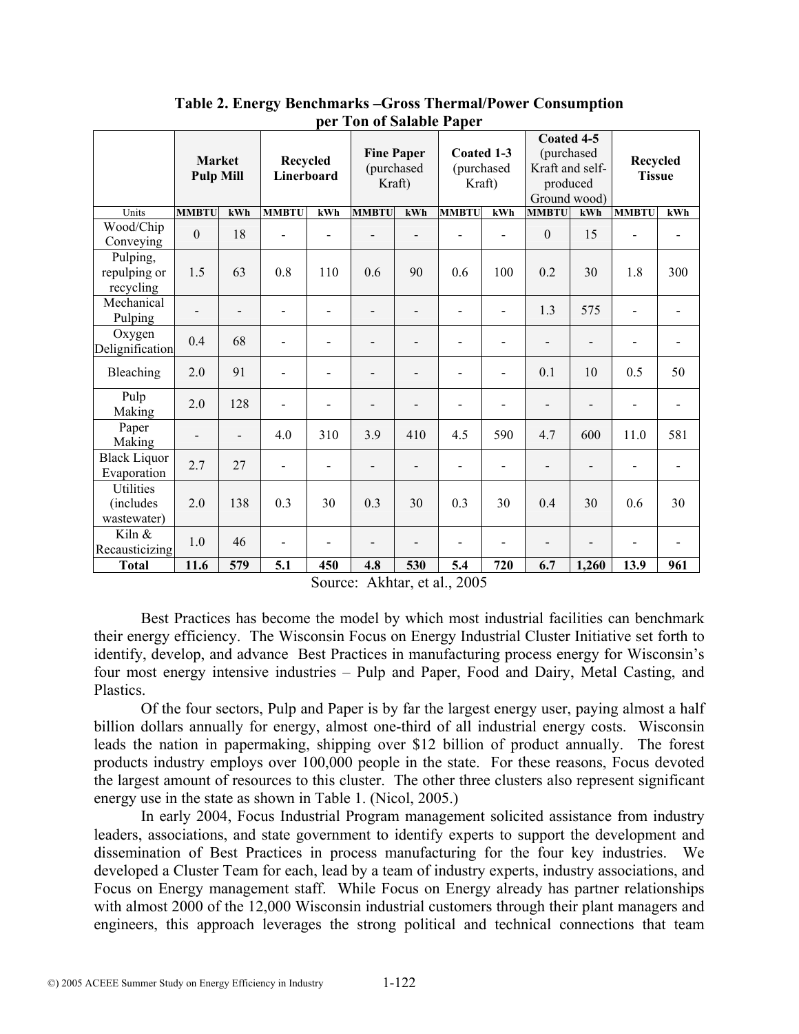**Table 2. Energy Benchmarks –Gross Thermal/Power Consumption per Ton of Salable Paper**

| | Market Pulp Mill | | Recycled Linerboard | | Fine Paper (purchased Kraft) | | Coated 1-3 (purchased Kraft) | | Coated 4-5 (purchased Kraft and self-produced Ground wood) | | Recycled Tissue | |
|---|---|---|---|---|---|---|---|---|---|---|---|---|
| Units | MMBTU | kWh | MMBTU | kWh | MMBTU | kWh | MMBTU | kWh | MMBTU | kWh | MMBTU | kWh |
| Wood/Chip Conveying | 0 | 18 | - | - | - | - | - | - | 0 | 15 | - | - |
| Pulping, repulping or recycling | 1.5 | 63 | 0.8 | 110 | 0.6 | 90 | 0.6 | 100 | 0.2 | 30 | 1.8 | 300 |
| Mechanical Pulping | - | - | - | - | - | - | - | - | 1.3 | 575 | - | - |
| Oxygen Delignification | 0.4 | 68 | - | - | - | - | - | - | - | - | - | - |
| Bleaching | 2.0 | 91 | - | - | - | - | - | - | 0.1 | 10 | 0.5 | 50 |
| Pulp Making | 2.0 | 128 | - | - | - | - | - | - | - | - | - | - |
| Paper Making | - | - | 4.0 | 310 | 3.9 | 410 | 4.5 | 590 | 4.7 | 600 | 11.0 | 581 |
| Black Liquor Evaporation | 2.7 | 27 | - | - | - | - | - | - | - | - | - | - |
| Utilities (includes wastewater) | 2.0 | 138 | 0.3 | 30 | 0.3 | 30 | 0.3 | 30 | 0.4 | 30 | 0.6 | 30 |
| Kiln & Recausticizing | 1.0 | 46 | - | - | - | - | - | - | - | - | - | - |
| **Total** | **11.6** | **579** | **5.1** | **450** | **4.8** | **530** | **5.4** | **720** | **6.7** | **1,260** | **13.9** | **961** |

Source: Akhtar, et al., 2005

Best Practices has become the model by which most industrial facilities can benchmark their energy efficiency. The Wisconsin Focus on Energy Industrial Cluster Initiative set forth to identify, develop, and advance Best Practices in manufacturing process energy for Wisconsin's four most energy intensive industries – Pulp and Paper, Food and Dairy, Metal Casting, and Plastics.

Of the four sectors, Pulp and Paper is by far the largest energy user, paying almost a half billion dollars annually for energy, almost one-third of all industrial energy costs. Wisconsin leads the nation in papermaking, shipping over $12 billion of product annually. The forest products industry employs over 100,000 people in the state. For these reasons, Focus devoted the largest amount of resources to this cluster. The other three clusters also represent significant energy use in the state as shown in Table 1. (Nicol, 2005.)

In early 2004, Focus Industrial Program management solicited assistance from industry leaders, associations, and state government to identify experts to support the development and dissemination of Best Practices in process manufacturing for the four key industries. We developed a Cluster Team for each, lead by a team of industry experts, industry associations, and Focus on Energy management staff. While Focus on Energy already has partner relationships with almost 2000 of the 12,000 Wisconsin industrial customers through their plant managers and engineers, this approach leverages the strong political and technical connections that team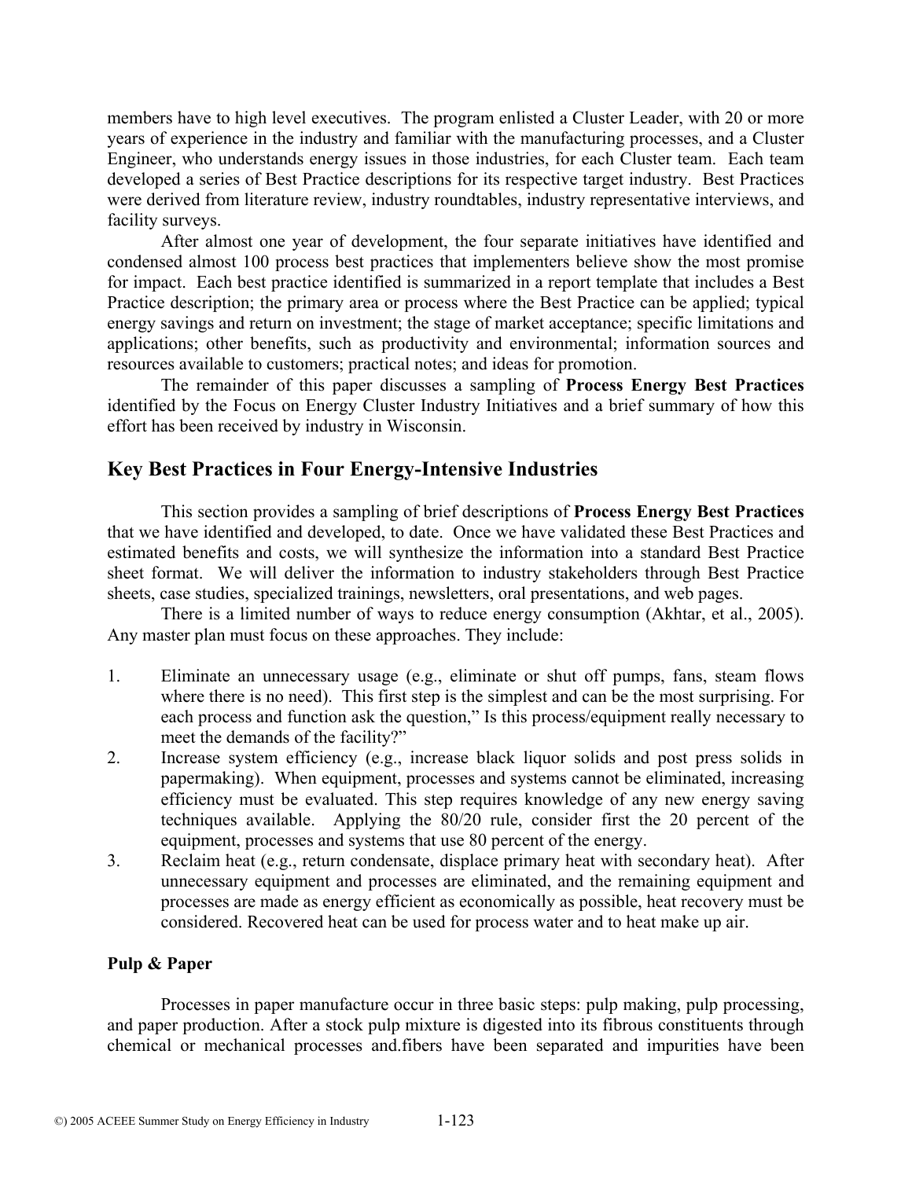members have to high level executives. The program enlisted a Cluster Leader, with 20 or more years of experience in the industry and familiar with the manufacturing processes, and a Cluster Engineer, who understands energy issues in those industries, for each Cluster team. Each team developed a series of Best Practice descriptions for its respective target industry. Best Practices were derived from literature review, industry roundtables, industry representative interviews, and facility surveys.

After almost one year of development, the four separate initiatives have identified and condensed almost 100 process best practices that implementers believe show the most promise for impact. Each best practice identified is summarized in a report template that includes a Best Practice description; the primary area or process where the Best Practice can be applied; typical energy savings and return on investment; the stage of market acceptance; specific limitations and applications; other benefits, such as productivity and environmental; information sources and resources available to customers; practical notes; and ideas for promotion.

The remainder of this paper discusses a sampling of **Process Energy Best Practices** identified by the Focus on Energy Cluster Industry Initiatives and a brief summary of how this effort has been received by industry in Wisconsin.

## Key Best Practices in Four Energy-Intensive Industries

This section provides a sampling of brief descriptions of **Process Energy Best Practices** that we have identified and developed, to date. Once we have validated these Best Practices and estimated benefits and costs, we will synthesize the information into a standard Best Practice sheet format. We will deliver the information to industry stakeholders through Best Practice sheets, case studies, specialized trainings, newsletters, oral presentations, and web pages.

There is a limited number of ways to reduce energy consumption (Akhtar, et al., 2005). Any master plan must focus on these approaches. They include:

1. Eliminate an unnecessary usage (e.g., eliminate or shut off pumps, fans, steam flows where there is no need). This first step is the simplest and can be the most surprising. For each process and function ask the question," Is this process/equipment really necessary to meet the demands of the facility?"
2. Increase system efficiency (e.g., increase black liquor solids and post press solids in papermaking). When equipment, processes and systems cannot be eliminated, increasing efficiency must be evaluated. This step requires knowledge of any new energy saving techniques available. Applying the 80/20 rule, consider first the 20 percent of the equipment, processes and systems that use 80 percent of the energy.
3. Reclaim heat (e.g., return condensate, displace primary heat with secondary heat). After unnecessary equipment and processes are eliminated, and the remaining equipment and processes are made as energy efficient as economically as possible, heat recovery must be considered. Recovered heat can be used for process water and to heat make up air.

### Pulp & Paper

Processes in paper manufacture occur in three basic steps: pulp making, pulp processing, and paper production. After a stock pulp mixture is digested into its fibrous constituents through chemical or mechanical processes and.fibers have been separated and impurities have been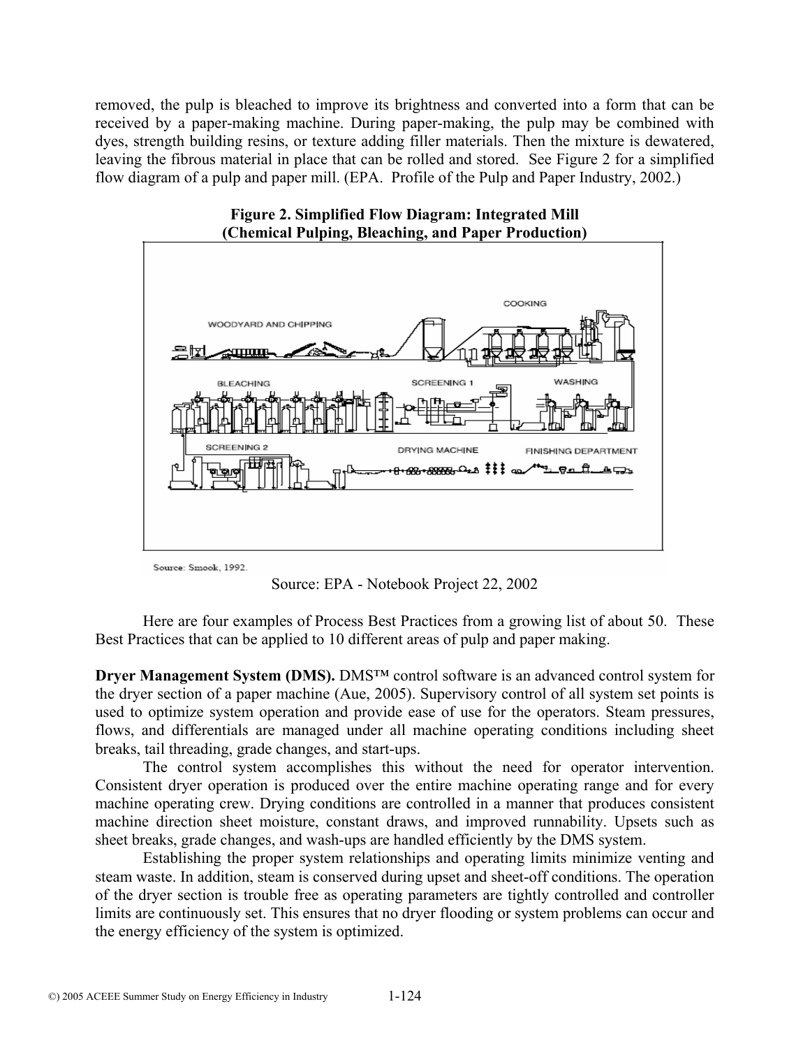removed, the pulp is bleached to improve its brightness and converted into a form that can be received by a paper-making machine. During paper-making, the pulp may be combined with dyes, strength building resins, or texture adding filler materials. Then the mixture is dewatered, leaving the fibrous material in place that can be rolled and stored. See Figure 2 for a simplified flow diagram of a pulp and paper mill. (EPA. Profile of the Pulp and Paper Industry, 2002.)

**Figure 2. Simplified Flow Diagram: Integrated Mill (Chemical Pulping, Bleaching, and Paper Production)**

Source: Smook, 1992.

Source: EPA - Notebook Project 22, 2002

Here are four examples of Process Best Practices from a growing list of about 50. These Best Practices that can be applied to 10 different areas of pulp and paper making.

**Dryer Management System (DMS).** DMS™ control software is an advanced control system for the dryer section of a paper machine (Aue, 2005). Supervisory control of all system set points is used to optimize system operation and provide ease of use for the operators. Steam pressures, flows, and differentials are managed under all machine operating conditions including sheet breaks, tail threading, grade changes, and start-ups.

The control system accomplishes this without the need for operator intervention. Consistent dryer operation is produced over the entire machine operating range and for every machine operating crew. Drying conditions are controlled in a manner that produces consistent machine direction sheet moisture, constant draws, and improved runnability. Upsets such as sheet breaks, grade changes, and wash-ups are handled efficiently by the DMS system.

Establishing the proper system relationships and operating limits minimize venting and steam waste. In addition, steam is conserved during upset and sheet-off conditions. The operation of the dryer section is trouble free as operating parameters are tightly controlled and controller limits are continuously set. This ensures that no dryer flooding or system problems can occur and the energy efficiency of the system is optimized.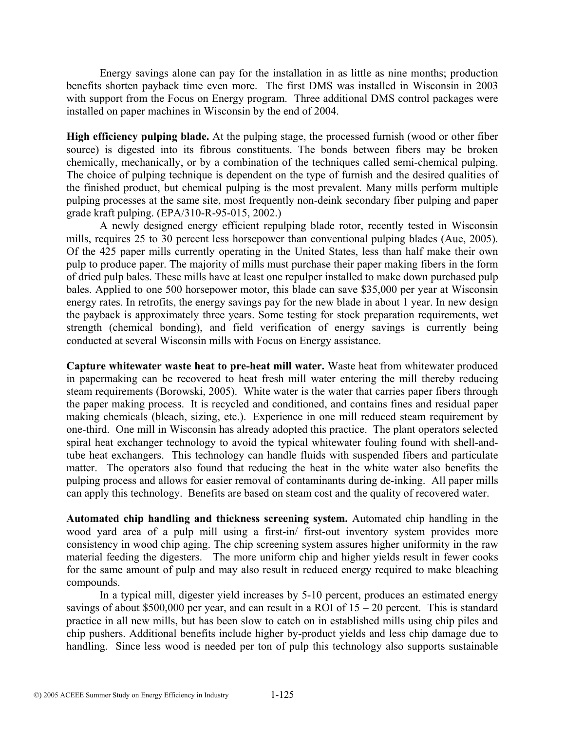Energy savings alone can pay for the installation in as little as nine months; production benefits shorten payback time even more. The first DMS was installed in Wisconsin in 2003 with support from the Focus on Energy program. Three additional DMS control packages were installed on paper machines in Wisconsin by the end of 2004.

**High efficiency pulping blade.** At the pulping stage, the processed furnish (wood or other fiber source) is digested into its fibrous constituents. The bonds between fibers may be broken chemically, mechanically, or by a combination of the techniques called semi-chemical pulping. The choice of pulping technique is dependent on the type of furnish and the desired qualities of the finished product, but chemical pulping is the most prevalent. Many mills perform multiple pulping processes at the same site, most frequently non-deink secondary fiber pulping and paper grade kraft pulping. (EPA/310-R-95-015, 2002.)

A newly designed energy efficient repulping blade rotor, recently tested in Wisconsin mills, requires 25 to 30 percent less horsepower than conventional pulping blades (Aue, 2005). Of the 425 paper mills currently operating in the United States, less than half make their own pulp to produce paper. The majority of mills must purchase their paper making fibers in the form of dried pulp bales. These mills have at least one repulper installed to make down purchased pulp bales. Applied to one 500 horsepower motor, this blade can save $35,000 per year at Wisconsin energy rates. In retrofits, the energy savings pay for the new blade in about 1 year. In new design the payback is approximately three years. Some testing for stock preparation requirements, wet strength (chemical bonding), and field verification of energy savings is currently being conducted at several Wisconsin mills with Focus on Energy assistance.

**Capture whitewater waste heat to pre-heat mill water.** Waste heat from whitewater produced in papermaking can be recovered to heat fresh mill water entering the mill thereby reducing steam requirements (Borowski, 2005). White water is the water that carries paper fibers through the paper making process. It is recycled and conditioned, and contains fines and residual paper making chemicals (bleach, sizing, etc.). Experience in one mill reduced steam requirement by one-third. One mill in Wisconsin has already adopted this practice. The plant operators selected spiral heat exchanger technology to avoid the typical whitewater fouling found with shell-and-tube heat exchangers. This technology can handle fluids with suspended fibers and particulate matter. The operators also found that reducing the heat in the white water also benefits the pulping process and allows for easier removal of contaminants during de-inking. All paper mills can apply this technology. Benefits are based on steam cost and the quality of recovered water.

**Automated chip handling and thickness screening system.** Automated chip handling in the wood yard area of a pulp mill using a first-in/ first-out inventory system provides more consistency in wood chip aging. The chip screening system assures higher uniformity in the raw material feeding the digesters. The more uniform chip and higher yields result in fewer cooks for the same amount of pulp and may also result in reduced energy required to make bleaching compounds.

In a typical mill, digester yield increases by 5-10 percent, produces an estimated energy savings of about $500,000 per year, and can result in a ROI of 15 – 20 percent. This is standard practice in all new mills, but has been slow to catch on in established mills using chip piles and chip pushers. Additional benefits include higher by-product yields and less chip damage due to handling. Since less wood is needed per ton of pulp this technology also supports sustainable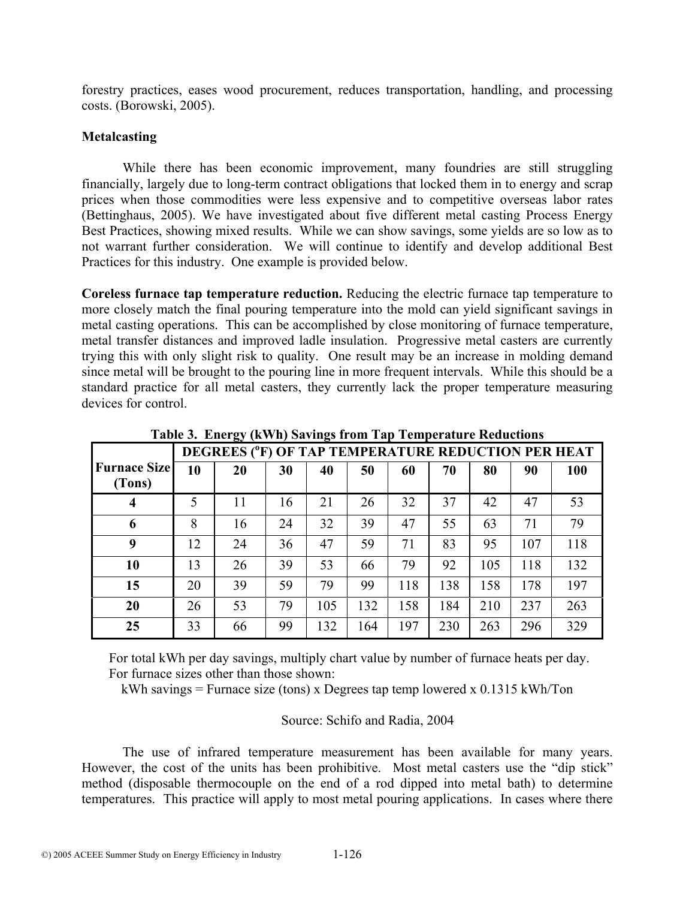forestry practices, eases wood procurement, reduces transportation, handling, and processing costs. (Borowski, 2005).

### Metalcasting

While there has been economic improvement, many foundries are still struggling financially, largely due to long-term contract obligations that locked them in to energy and scrap prices when those commodities were less expensive and to competitive overseas labor rates (Bettinghaus, 2005). We have investigated about five different metal casting Process Energy Best Practices, showing mixed results. While we can show savings, some yields are so low as to not warrant further consideration. We will continue to identify and develop additional Best Practices for this industry. One example is provided below.

**Coreless furnace tap temperature reduction.** Reducing the electric furnace tap temperature to more closely match the final pouring temperature into the mold can yield significant savings in metal casting operations. This can be accomplished by close monitoring of furnace temperature, metal transfer distances and improved ladle insulation. Progressive metal casters are currently trying this with only slight risk to quality. One result may be an increase in molding demand since metal will be brought to the pouring line in more frequent intervals. While this should be a standard practice for all metal casters, they currently lack the proper temperature measuring devices for control.

**Table 3. Energy (kWh) Savings from Tap Temperature Reductions**

| Furnace Size (Tons) | DEGREES (°F) OF TAP TEMPERATURE REDUCTION PER HEAT | | | | | | | | | |
|---|---|---|---|---|---|---|---|---|---|---|
| | 10 | 20 | 30 | 40 | 50 | 60 | 70 | 80 | 90 | 100 |
| 4 | 5 | 11 | 16 | 21 | 26 | 32 | 37 | 42 | 47 | 53 |
| 6 | 8 | 16 | 24 | 32 | 39 | 47 | 55 | 63 | 71 | 79 |
| 9 | 12 | 24 | 36 | 47 | 59 | 71 | 83 | 95 | 107 | 118 |
| 10 | 13 | 26 | 39 | 53 | 66 | 79 | 92 | 105 | 118 | 132 |
| 15 | 20 | 39 | 59 | 79 | 99 | 118 | 138 | 158 | 178 | 197 |
| 20 | 26 | 53 | 79 | 105 | 132 | 158 | 184 | 210 | 237 | 263 |
| 25 | 33 | 66 | 99 | 132 | 164 | 197 | 230 | 263 | 296 | 329 |

For total kWh per day savings, multiply chart value by number of furnace heats per day.
For furnace sizes other than those shown:

kWh savings = Furnace size (tons) x Degrees tap temp lowered x 0.1315 kWh/Ton

Source: Schifo and Radia, 2004

The use of infrared temperature measurement has been available for many years. However, the cost of the units has been prohibitive. Most metal casters use the "dip stick" method (disposable thermocouple on the end of a rod dipped into metal bath) to determine temperatures. This practice will apply to most metal pouring applications. In cases where there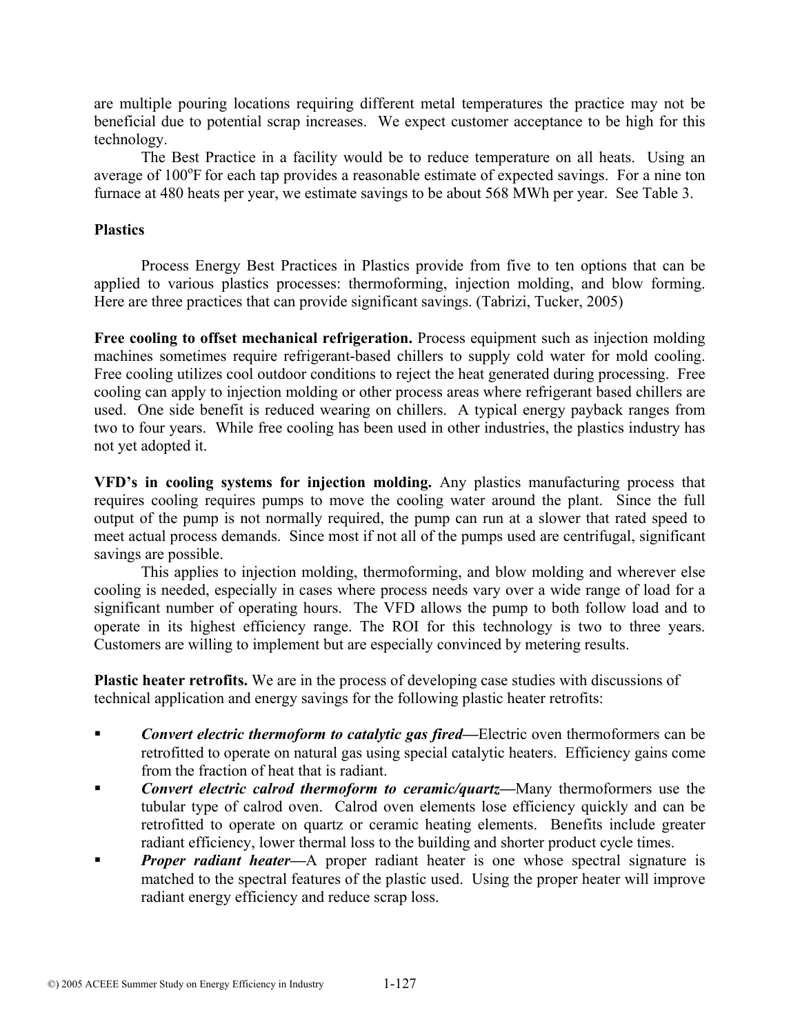are multiple pouring locations requiring different metal temperatures the practice may not be beneficial due to potential scrap increases. We expect customer acceptance to be high for this technology.

The Best Practice in a facility would be to reduce temperature on all heats. Using an average of 100°F for each tap provides a reasonable estimate of expected savings. For a nine ton furnace at 480 heats per year, we estimate savings to be about 568 MWh per year. See Table 3.

**Plastics**

Process Energy Best Practices in Plastics provide from five to ten options that can be applied to various plastics processes: thermoforming, injection molding, and blow forming. Here are three practices that can provide significant savings. (Tabrizi, Tucker, 2005)

**Free cooling to offset mechanical refrigeration.** Process equipment such as injection molding machines sometimes require refrigerant-based chillers to supply cold water for mold cooling. Free cooling utilizes cool outdoor conditions to reject the heat generated during processing. Free cooling can apply to injection molding or other process areas where refrigerant based chillers are used. One side benefit is reduced wearing on chillers. A typical energy payback ranges from two to four years. While free cooling has been used in other industries, the plastics industry has not yet adopted it.

**VFD's in cooling systems for injection molding.** Any plastics manufacturing process that requires cooling requires pumps to move the cooling water around the plant. Since the full output of the pump is not normally required, the pump can run at a slower that rated speed to meet actual process demands. Since most if not all of the pumps used are centrifugal, significant savings are possible.

This applies to injection molding, thermoforming, and blow molding and wherever else cooling is needed, especially in cases where process needs vary over a wide range of load for a significant number of operating hours. The VFD allows the pump to both follow load and to operate in its highest efficiency range. The ROI for this technology is two to three years. Customers are willing to implement but are especially convinced by metering results.

**Plastic heater retrofits.** We are in the process of developing case studies with discussions of technical application and energy savings for the following plastic heater retrofits:

- ***Convert electric thermoform to catalytic gas fired—***Electric oven thermoformers can be retrofitted to operate on natural gas using special catalytic heaters. Efficiency gains come from the fraction of heat that is radiant.
- ***Convert electric calrod thermoform to ceramic/quartz—***Many thermoformers use the tubular type of calrod oven. Calrod oven elements lose efficiency quickly and can be retrofitted to operate on quartz or ceramic heating elements. Benefits include greater radiant efficiency, lower thermal loss to the building and shorter product cycle times.
- ***Proper radiant heater—***A proper radiant heater is one whose spectral signature is matched to the spectral features of the plastic used. Using the proper heater will improve radiant energy efficiency and reduce scrap loss.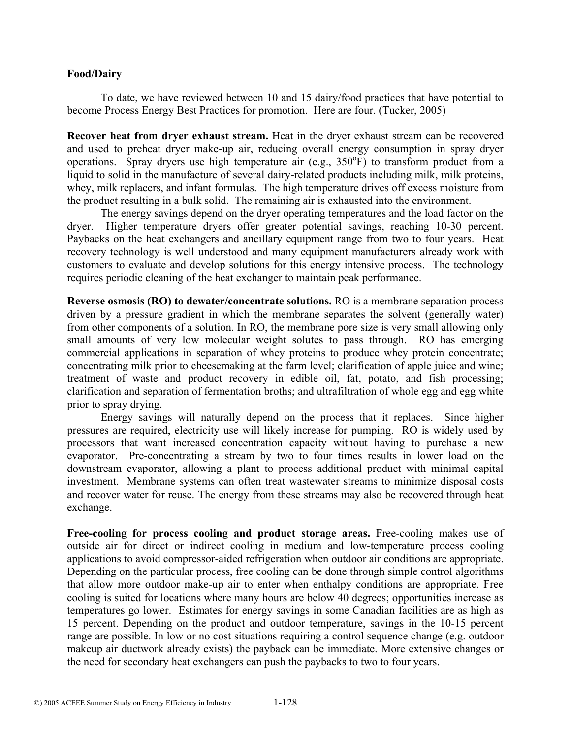**Food/Dairy**

To date, we have reviewed between 10 and 15 dairy/food practices that have potential to become Process Energy Best Practices for promotion. Here are four. (Tucker, 2005)

**Recover heat from dryer exhaust stream.** Heat in the dryer exhaust stream can be recovered and used to preheat dryer make-up air, reducing overall energy consumption in spray dryer operations. Spray dryers use high temperature air (e.g., 350$^{o}$F) to transform product from a liquid to solid in the manufacture of several dairy-related products including milk, milk proteins, whey, milk replacers, and infant formulas. The high temperature drives off excess moisture from the product resulting in a bulk solid. The remaining air is exhausted into the environment.

The energy savings depend on the dryer operating temperatures and the load factor on the dryer. Higher temperature dryers offer greater potential savings, reaching 10-30 percent. Paybacks on the heat exchangers and ancillary equipment range from two to four years. Heat recovery technology is well understood and many equipment manufacturers already work with customers to evaluate and develop solutions for this energy intensive process. The technology requires periodic cleaning of the heat exchanger to maintain peak performance.

**Reverse osmosis (RO) to dewater/concentrate solutions.** RO is a membrane separation process driven by a pressure gradient in which the membrane separates the solvent (generally water) from other components of a solution. In RO, the membrane pore size is very small allowing only small amounts of very low molecular weight solutes to pass through. RO has emerging commercial applications in separation of whey proteins to produce whey protein concentrate; concentrating milk prior to cheesemaking at the farm level; clarification of apple juice and wine; treatment of waste and product recovery in edible oil, fat, potato, and fish processing; clarification and separation of fermentation broths; and ultrafiltration of whole egg and egg white prior to spray drying.

Energy savings will naturally depend on the process that it replaces. Since higher pressures are required, electricity use will likely increase for pumping. RO is widely used by processors that want increased concentration capacity without having to purchase a new evaporator. Pre-concentrating a stream by two to four times results in lower load on the downstream evaporator, allowing a plant to process additional product with minimal capital investment. Membrane systems can often treat wastewater streams to minimize disposal costs and recover water for reuse. The energy from these streams may also be recovered through heat exchange.

**Free-cooling for process cooling and product storage areas.** Free-cooling makes use of outside air for direct or indirect cooling in medium and low-temperature process cooling applications to avoid compressor-aided refrigeration when outdoor air conditions are appropriate. Depending on the particular process, free cooling can be done through simple control algorithms that allow more outdoor make-up air to enter when enthalpy conditions are appropriate. Free cooling is suited for locations where many hours are below 40 degrees; opportunities increase as temperatures go lower. Estimates for energy savings in some Canadian facilities are as high as 15 percent. Depending on the product and outdoor temperature, savings in the 10-15 percent range are possible. In low or no cost situations requiring a control sequence change (e.g. outdoor makeup air ductwork already exists) the payback can be immediate. More extensive changes or the need for secondary heat exchangers can push the paybacks to two to four years.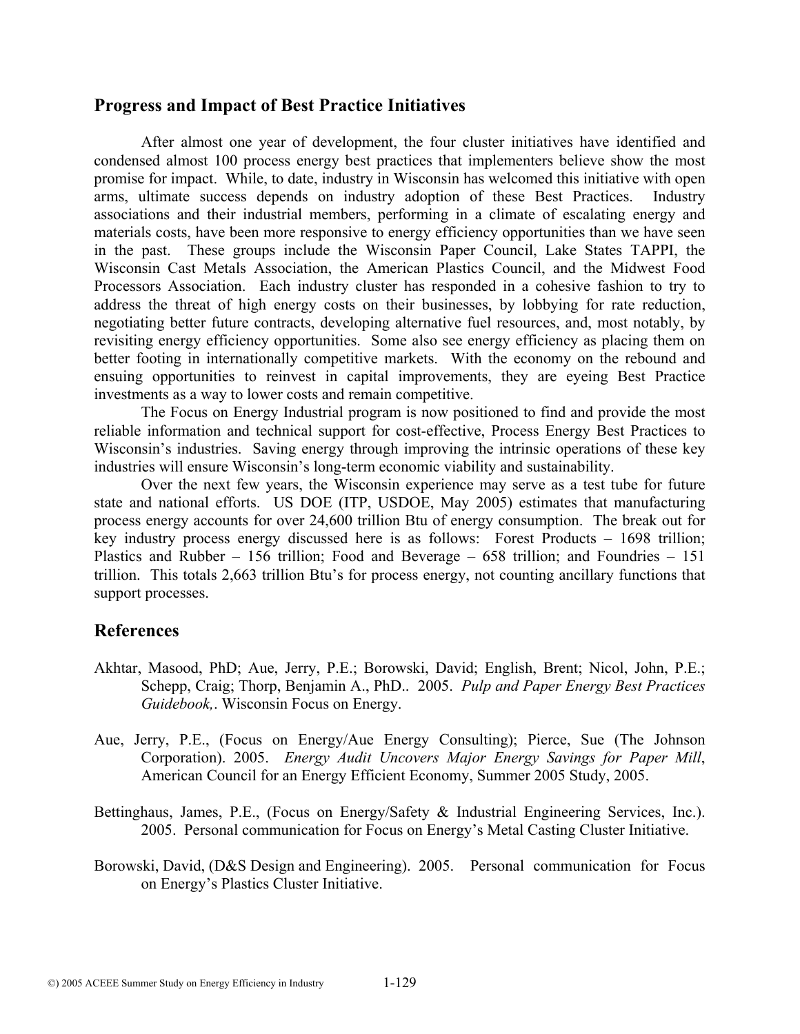## Progress and Impact of Best Practice Initiatives

After almost one year of development, the four cluster initiatives have identified and condensed almost 100 process energy best practices that implementers believe show the most promise for impact. While, to date, industry in Wisconsin has welcomed this initiative with open arms, ultimate success depends on industry adoption of these Best Practices. Industry associations and their industrial members, performing in a climate of escalating energy and materials costs, have been more responsive to energy efficiency opportunities than we have seen in the past. These groups include the Wisconsin Paper Council, Lake States TAPPI, the Wisconsin Cast Metals Association, the American Plastics Council, and the Midwest Food Processors Association. Each industry cluster has responded in a cohesive fashion to try to address the threat of high energy costs on their businesses, by lobbying for rate reduction, negotiating better future contracts, developing alternative fuel resources, and, most notably, by revisiting energy efficiency opportunities. Some also see energy efficiency as placing them on better footing in internationally competitive markets. With the economy on the rebound and ensuing opportunities to reinvest in capital improvements, they are eyeing Best Practice investments as a way to lower costs and remain competitive.

The Focus on Energy Industrial program is now positioned to find and provide the most reliable information and technical support for cost-effective, Process Energy Best Practices to Wisconsin's industries. Saving energy through improving the intrinsic operations of these key industries will ensure Wisconsin's long-term economic viability and sustainability.

Over the next few years, the Wisconsin experience may serve as a test tube for future state and national efforts. US DOE (ITP, USDOE, May 2005) estimates that manufacturing process energy accounts for over 24,600 trillion Btu of energy consumption. The break out for key industry process energy discussed here is as follows: Forest Products – 1698 trillion; Plastics and Rubber – 156 trillion; Food and Beverage – 658 trillion; and Foundries – 151 trillion. This totals 2,663 trillion Btu's for process energy, not counting ancillary functions that support processes.

## References

Akhtar, Masood, PhD; Aue, Jerry, P.E.; Borowski, David; English, Brent; Nicol, John, P.E.; Schepp, Craig; Thorp, Benjamin A., PhD.. 2005. *Pulp and Paper Energy Best Practices Guidebook,*. Wisconsin Focus on Energy.

Aue, Jerry, P.E., (Focus on Energy/Aue Energy Consulting); Pierce, Sue (The Johnson Corporation). 2005. *Energy Audit Uncovers Major Energy Savings for Paper Mill*, American Council for an Energy Efficient Economy, Summer 2005 Study, 2005.

Bettinghaus, James, P.E., (Focus on Energy/Safety & Industrial Engineering Services, Inc.). 2005. Personal communication for Focus on Energy's Metal Casting Cluster Initiative.

Borowski, David, (D&S Design and Engineering). 2005. Personal communication for Focus on Energy's Plastics Cluster Initiative.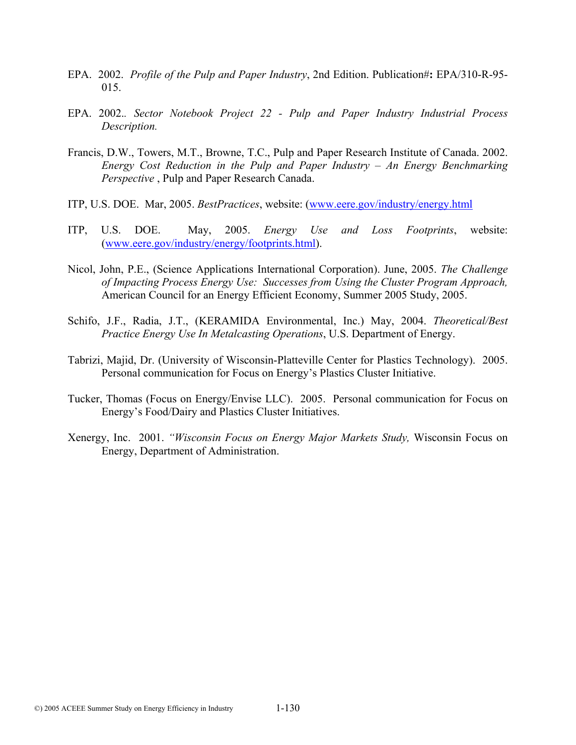EPA. 2002. *Profile of the Pulp and Paper Industry*, 2nd Edition. Publication#**:** EPA/310-R-95-015.

EPA. 2002.*. Sector Notebook Project 22 - Pulp and Paper Industry Industrial Process Description.*

Francis, D.W., Towers, M.T., Browne, T.C., Pulp and Paper Research Institute of Canada. 2002. *Energy Cost Reduction in the Pulp and Paper Industry – An Energy Benchmarking Perspective* , Pulp and Paper Research Canada.

ITP, U.S. DOE. Mar, 2005. *BestPractices*, website: (www.eere.gov/industry/energy.html

ITP, U.S. DOE. May, 2005. *Energy Use and Loss Footprints*, website: (www.eere.gov/industry/energy/footprints.html).

Nicol, John, P.E., (Science Applications International Corporation). June, 2005. *The Challenge of Impacting Process Energy Use: Successes from Using the Cluster Program Approach,* American Council for an Energy Efficient Economy, Summer 2005 Study, 2005.

Schifo, J.F., Radia, J.T., (KERAMIDA Environmental, Inc.) May, 2004. *Theoretical/Best Practice Energy Use In Metalcasting Operations*, U.S. Department of Energy.

Tabrizi, Majid, Dr. (University of Wisconsin-Platteville Center for Plastics Technology). 2005. Personal communication for Focus on Energy's Plastics Cluster Initiative.

Tucker, Thomas (Focus on Energy/Envise LLC). 2005. Personal communication for Focus on Energy's Food/Dairy and Plastics Cluster Initiatives.

Xenergy, Inc. 2001. *"Wisconsin Focus on Energy Major Markets Study,* Wisconsin Focus on Energy, Department of Administration.